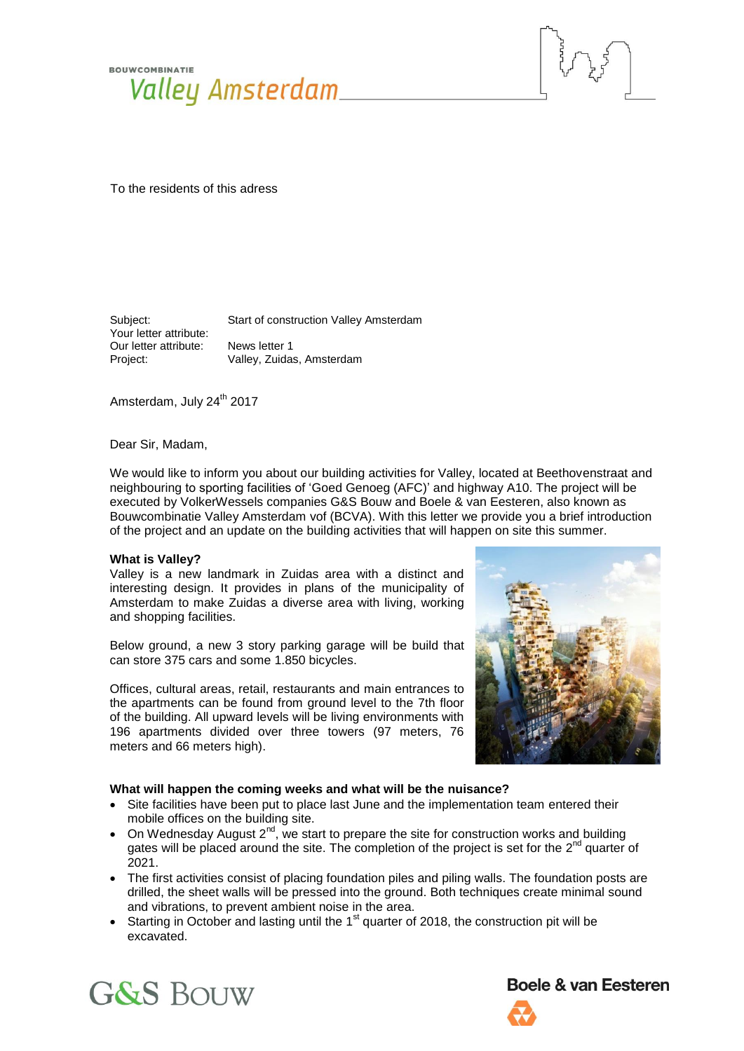BOUWCOMBINATIE

Valley Amsterdam

To the residents of this adress

Subject: Start of construction Valley Amsterdam
Your letter attribute:
Our letter attribute: News letter 1
Project: Valley, Zuidas, Amsterdam

Amsterdam, July 24th 2017

Dear Sir, Madam,

We would like to inform you about our building activities for Valley, located at Beethovenstraat and neighbouring to sporting facilities of 'Goed Genoeg (AFC)' and highway A10. The project will be executed by VolkerWessels companies G&S Bouw and Boele & van Eesteren, also known as Bouwcombinatie Valley Amsterdam vof (BCVA). With this letter we provide you a brief introduction of the project and an update on the building activities that will happen on site this summer.

**What is Valley?**

Valley is a new landmark in Zuidas area with a distinct and interesting design. It provides in plans of the municipality of Amsterdam to make Zuidas a diverse area with living, working and shopping facilities.

Below ground, a new 3 story parking garage will be build that can store 375 cars and some 1.850 bicycles.

Offices, cultural areas, retail, restaurants and main entrances to the apartments can be found from ground level to the 7th floor of the building. All upward levels will be living environments with 196 apartments divided over three towers (97 meters, 76 meters and 66 meters high).

**What will happen the coming weeks and what will be the nuisance?**

- Site facilities have been put to place last June and the implementation team entered their mobile offices on the building site.
- On Wednesday August 2nd, we start to prepare the site for construction works and building gates will be placed around the site. The completion of the project is set for the 2nd quarter of 2021.
- The first activities consist of placing foundation piles and piling walls. The foundation posts are drilled, the sheet walls will be pressed into the ground. Both techniques create minimal sound and vibrations, to prevent ambient noise in the area.
- Starting in October and lasting until the 1st quarter of 2018, the construction pit will be excavated.

G&S Bouw

Boele & van Eesteren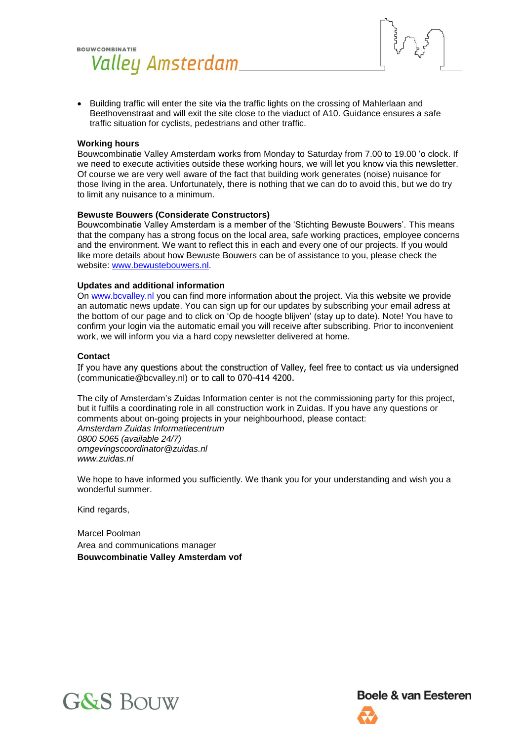- Building traffic will enter the site via the traffic lights on the crossing of Mahlerlaan and Beethovenstraat and will exit the site close to the viaduct of A10. Guidance ensures a safe traffic situation for cyclists, pedestrians and other traffic.

**Working hours**
Bouwcombinatie Valley Amsterdam works from Monday to Saturday from 7.00 to 19.00 'o clock. If we need to execute activities outside these working hours, we will let you know via this newsletter. Of course we are very well aware of the fact that building work generates (noise) nuisance for those living in the area. Unfortunately, there is nothing that we can do to avoid this, but we do try to limit any nuisance to a minimum.

**Bewuste Bouwers (Considerate Constructors)**
Bouwcombinatie Valley Amsterdam is a member of the 'Stichting Bewuste Bouwers'. This means that the company has a strong focus on the local area, safe working practices, employee concerns and the environment. We want to reflect this in each and every one of our projects. If you would like more details about how Bewuste Bouwers can be of assistance to you, please check the website: www.bewustebouwers.nl.

**Updates and additional information**
On www.bcvalley.nl you can find more information about the project. Via this website we provide an automatic news update. You can sign up for our updates by subscribing your email adress at the bottom of our page and to click on 'Op de hoogte blijven' (stay up to date). Note! You have to confirm your login via the automatic email you will receive after subscribing. Prior to inconvenient work, we will inform you via a hard copy newsletter delivered at home.

**Contact**
If you have any questions about the construction of Valley, feel free to contact us via undersigned (communicatie@bcvalley.nl) or to call to 070-414 4200.

The city of Amsterdam's Zuidas Information center is not the commissioning party for this project, but it fulfils a coordinating role in all construction work in Zuidas. If you have any questions or comments about on-going projects in your neighbourhood, please contact:
*Amsterdam Zuidas Informatiecentrum*
*0800 5065 (available 24/7)*
*omgevingscoordinator@zuidas.nl*
*www.zuidas.nl*

We hope to have informed you sufficiently. We thank you for your understanding and wish you a wonderful summer.

Kind regards,

Marcel Poolman
Area and communications manager
**Bouwcombinatie Valley Amsterdam vof**

G&S Bouw

Boele & van Eesteren